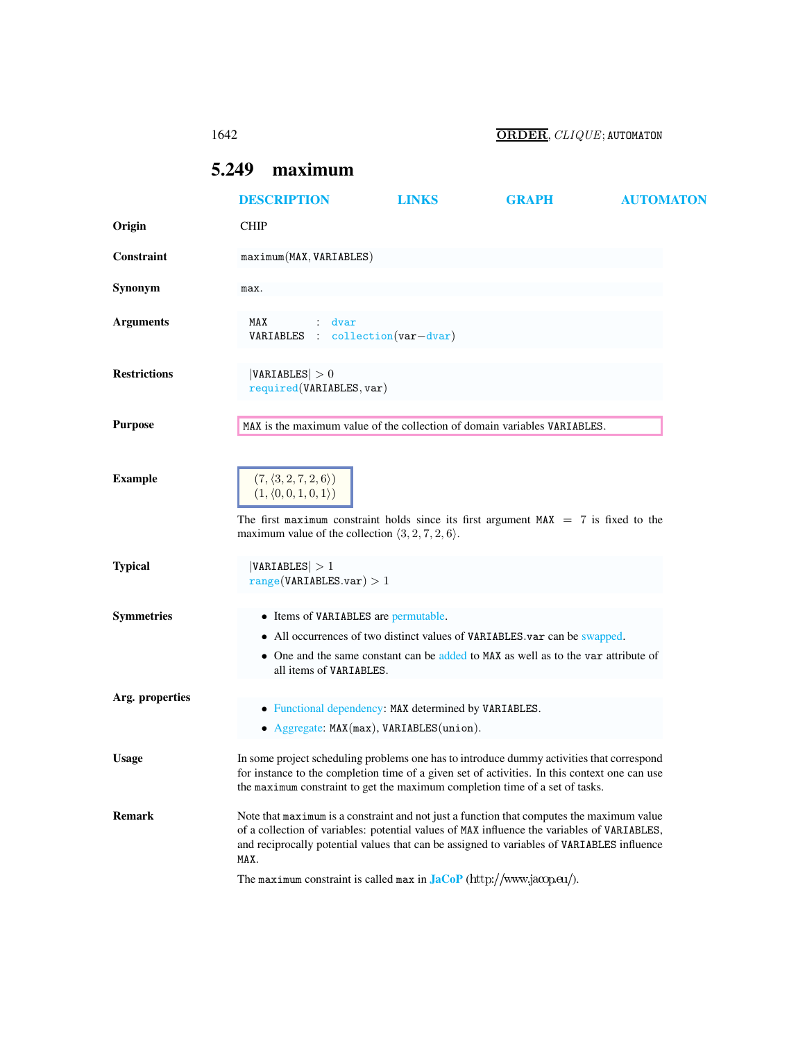## 5.249 maximum

DESCRIPTION LINKS GRAPH AUTOMATON

**Origin** CHIP

**Constraint** maximum(MAX, VARIABLES)

**Synonym** max.

**Arguments**

MAX : dvar
VARIABLES : collection(var−dvar)

**Restrictions**

|VARIABLES| > 0
required(VARIABLES, var)

**Purpose**

MAX is the maximum value of the collection of domain variables VARIABLES.

**Example**

$(7, \langle 3, 2, 7, 2, 6\rangle)$
$(1, \langle 0, 0, 1, 0, 1\rangle)$

The first maximum constraint holds since its first argument MAX = 7 is fixed to the maximum value of the collection $\langle 3, 2, 7, 2, 6\rangle$.

**Typical**

|VARIABLES| > 1
range(VARIABLES.var) > 1

**Symmetries**

- Items of VARIABLES are permutable.
- All occurrences of two distinct values of VARIABLES.var can be swapped.
- One and the same constant can be added to MAX as well as to the var attribute of all items of VARIABLES.

**Arg. properties**

- Functional dependency: MAX determined by VARIABLES.
- Aggregate: MAX(max), VARIABLES(union).

**Usage**

In some project scheduling problems one has to introduce dummy activities that correspond for instance to the completion time of a given set of activities. In this context one can use the maximum constraint to get the maximum completion time of a set of tasks.

**Remark**

Note that maximum is a constraint and not just a function that computes the maximum value of a collection of variables: potential values of MAX influence the variables of VARIABLES, and reciprocally potential values that can be assigned to variables of VARIABLES influence MAX.

The maximum constraint is called max in JaCoP (http://www.jacop.eu/).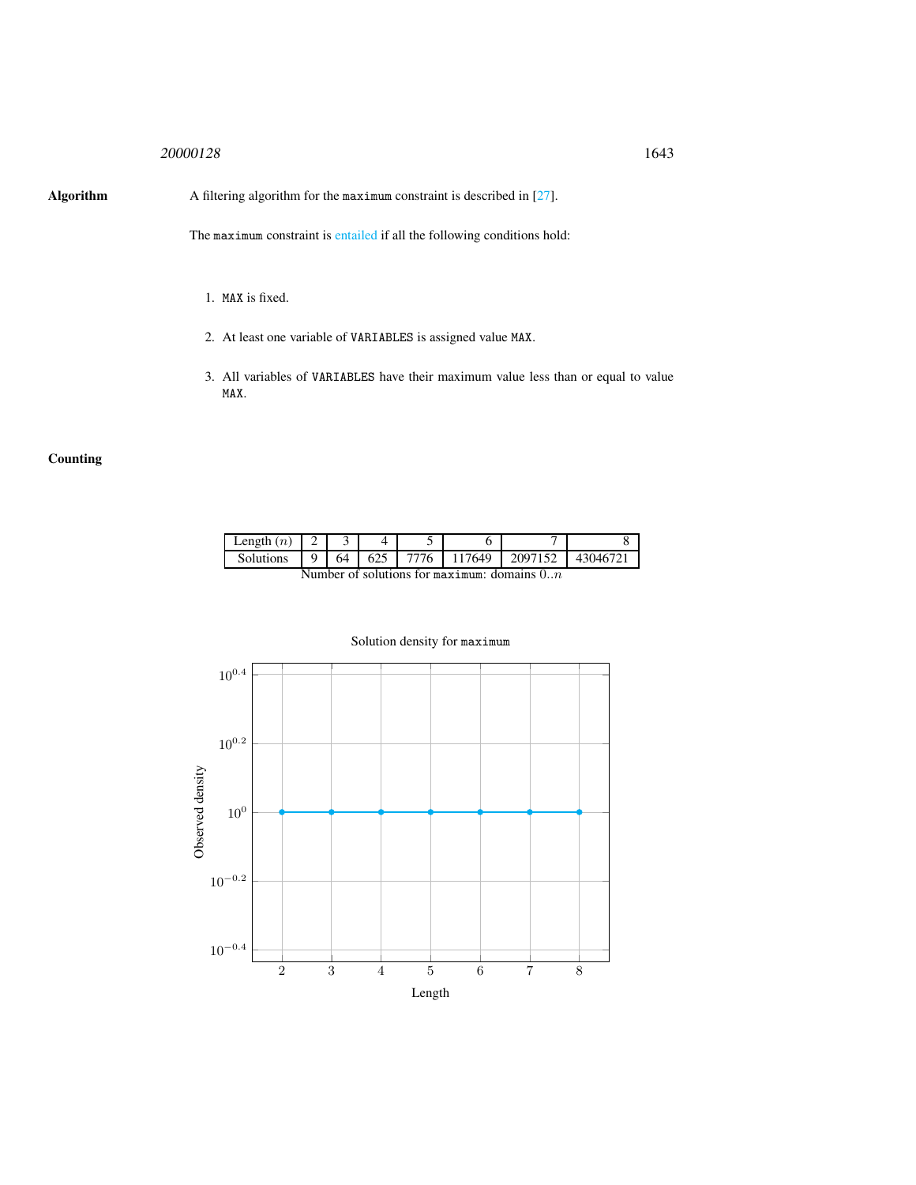**Algorithm**

A filtering algorithm for the `maximum` constraint is described in [27].

The `maximum` constraint is entailed if all the following conditions hold:

1. `MAX` is fixed.
2. At least one variable of `VARIABLES` is assigned value `MAX`.
3. All variables of `VARIABLES` have their maximum value less than or equal to value `MAX`.

**Counting**

| Length ($n$) | 2 | 3 | 4 | 5 | 6 | 7 | 8 |
|---|---|---|---|---|---|---|---|
| Solutions | 9 | 64 | 625 | 7776 | 117649 | 2097152 | 43046721 |

Number of solutions for `maximum`: domains $0..n$

Solution density for `maximum`

| Length | 2 | 3 | 4 | 5 | 6 | 7 | 8 |
|---|---|---|---|---|---|---|---|
| Observed density | $10^0$ | $10^0$ | $10^0$ | $10^0$ | $10^0$ | $10^0$ | $10^0$ |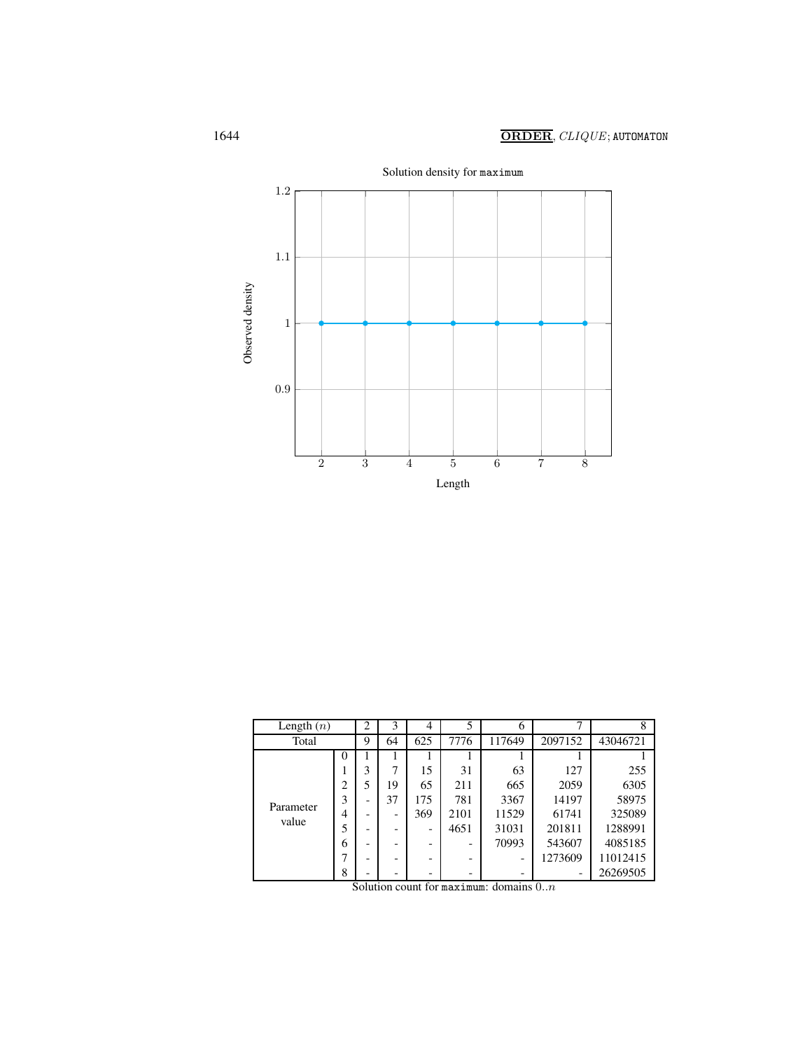Solution density for maximum

| Length ($n$) | | 2 | 3 | 4 | 5 | 6 | 7 | 8 |
|---|---|---|---|---|---|---|---|---|
| Total | | 9 | 64 | 625 | 7776 | 117649 | 2097152 | 43046721 |
| Parameter value | 0 | 1 | 1 | 1 | 1 | 1 | 1 | 1 |
| | 1 | 3 | 7 | 15 | 31 | 63 | 127 | 255 |
| | 2 | 5 | 19 | 65 | 211 | 665 | 2059 | 6305 |
| | 3 | - | 37 | 175 | 781 | 3367 | 14197 | 58975 |
| | 4 | - | - | 369 | 2101 | 11529 | 61741 | 325089 |
| | 5 | - | - | - | 4651 | 31031 | 201811 | 1288991 |
| | 6 | - | - | - | - | 70993 | 543607 | 4085185 |
| | 7 | - | - | - | - | - | 1273609 | 11012415 |
| | 8 | - | - | - | - | - | - | 26269505 |

Solution count for maximum: domains $0..n$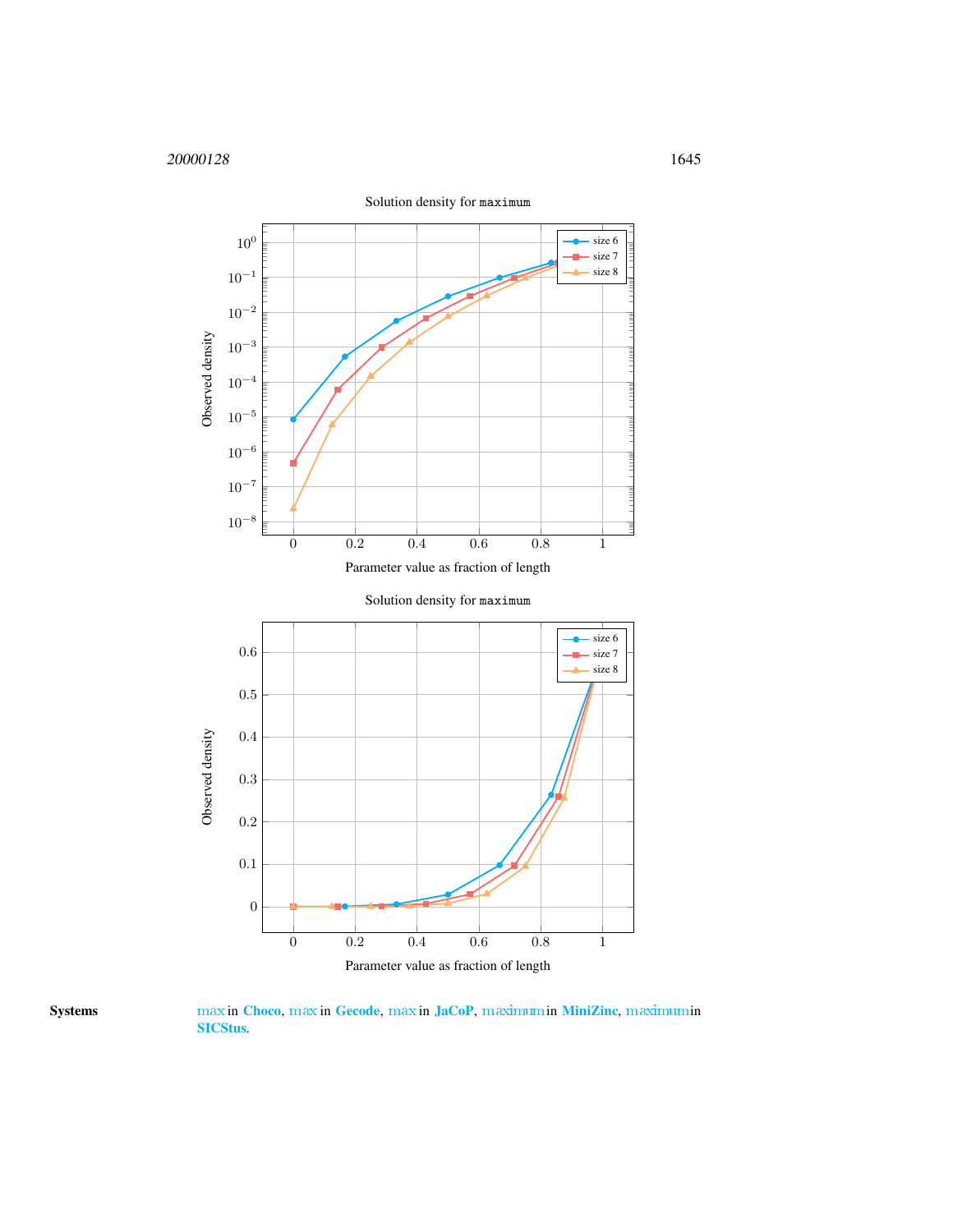Solution density for `maximum`

Solution density for `maximum`

**Systems** max in **Choco**, max in **Gecode**, max in **JaCoP**, maximum in **MiniZinc**, maximum in **SICStus**.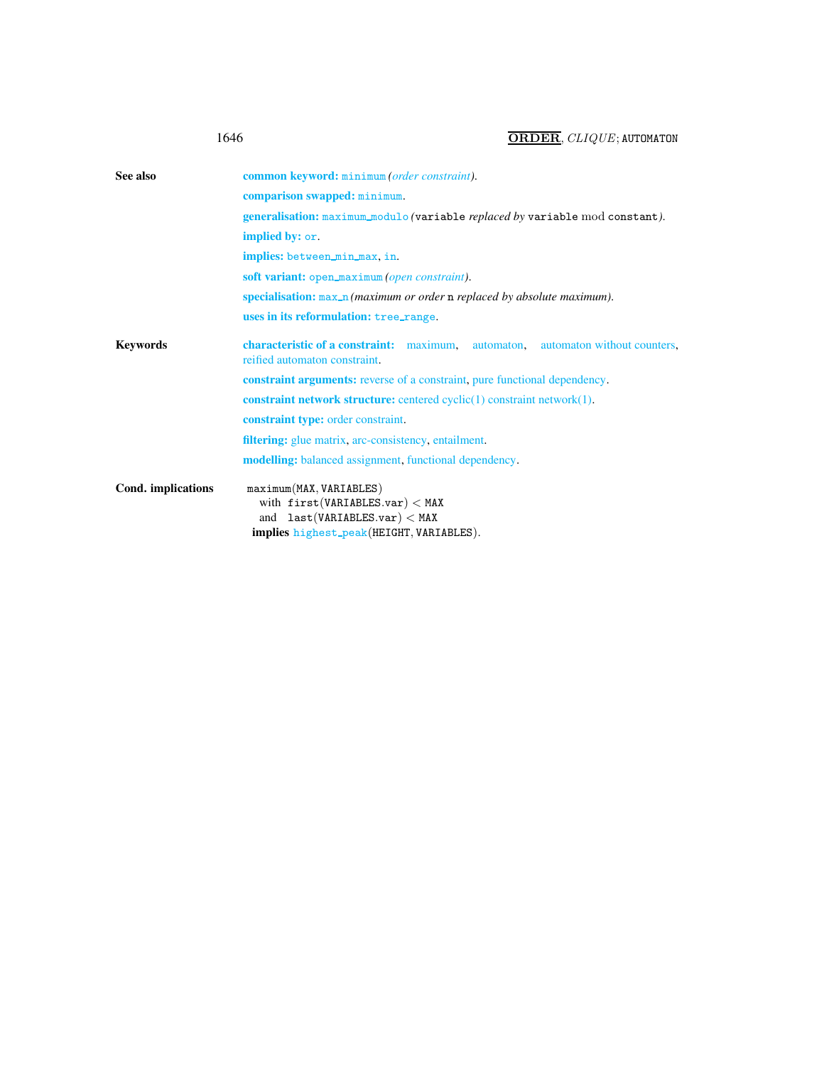**See also**

**common keyword:** minimum *(order constraint)*.

**comparison swapped:** minimum.

**generalisation:** maximum_modulo *(*variable *replaced by* variable mod constant*)*.

**implied by:** or.

**implies:** between_min_max, in.

**soft variant:** open_maximum *(open constraint)*.

**specialisation:** max_n *(maximum or order* n *replaced by absolute maximum)*.

**uses in its reformulation:** tree_range.

**Keywords**

**characteristic of a constraint:** maximum, automaton, automaton without counters, reified automaton constraint.

**constraint arguments:** reverse of a constraint, pure functional dependency.

**constraint network structure:** centered cyclic(1) constraint network(1).

**constraint type:** order constraint.

**filtering:** glue matrix, arc-consistency, entailment.

**modelling:** balanced assignment, functional dependency.

**Cond. implications**

maximum(MAX, VARIABLES)
  with first(VARIABLES.var) $<$ MAX
  and last(VARIABLES.var) $<$ MAX
**implies** highest_peak(HEIGHT, VARIABLES).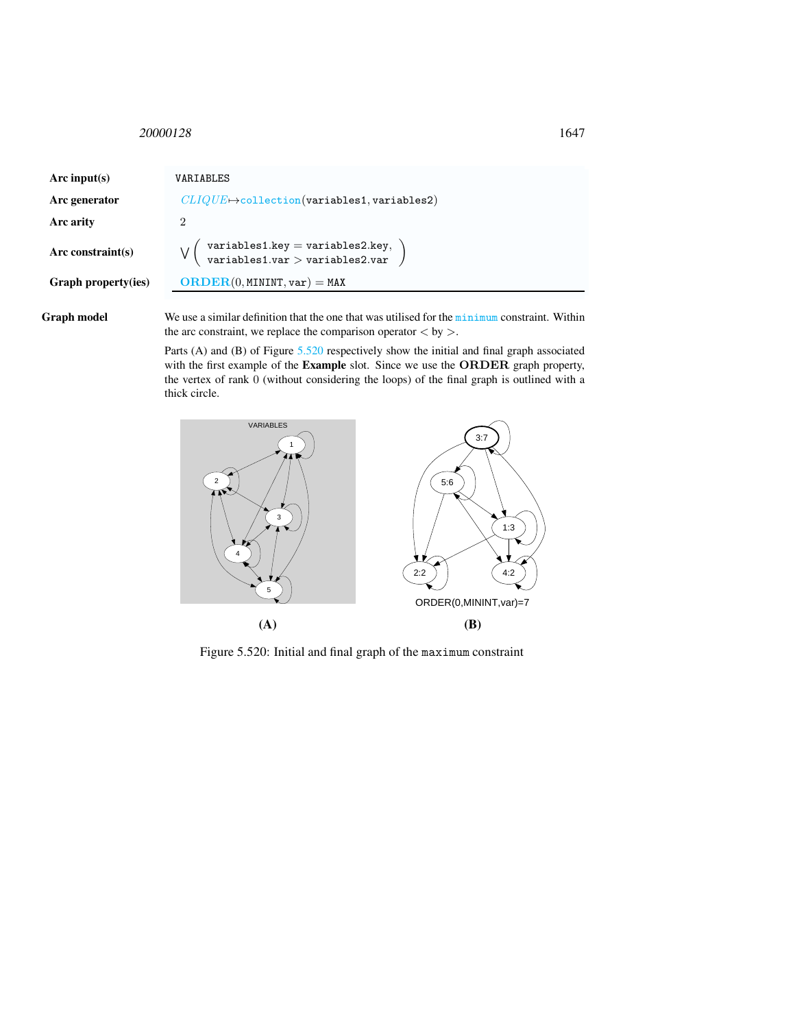| | |
|---|---|
| **Arc input(s)** | VARIABLES |
| **Arc generator** | *CLIQUE* ↦ collection(variables1, variables2) |
| **Arc arity** | 2 |
| **Arc constraint(s)** | ⋁ ( variables1.key = variables2.key, variables1.var > variables2.var ) |
| **Graph property(ies)** | **ORDER**(0, MININT, var) = MAX |

**Graph model** We use a similar definition that the one that was utilised for the minimum constraint. Within the arc constraint, we replace the comparison operator $<$ by $>$.

Parts (A) and (B) of Figure 5.520 respectively show the initial and final graph associated with the first example of the **Example** slot. Since we use the **ORDER** graph property, the vertex of rank 0 (without considering the loops) of the final graph is outlined with a thick circle.

(A) (B)

Figure 5.520: Initial and final graph of the maximum constraint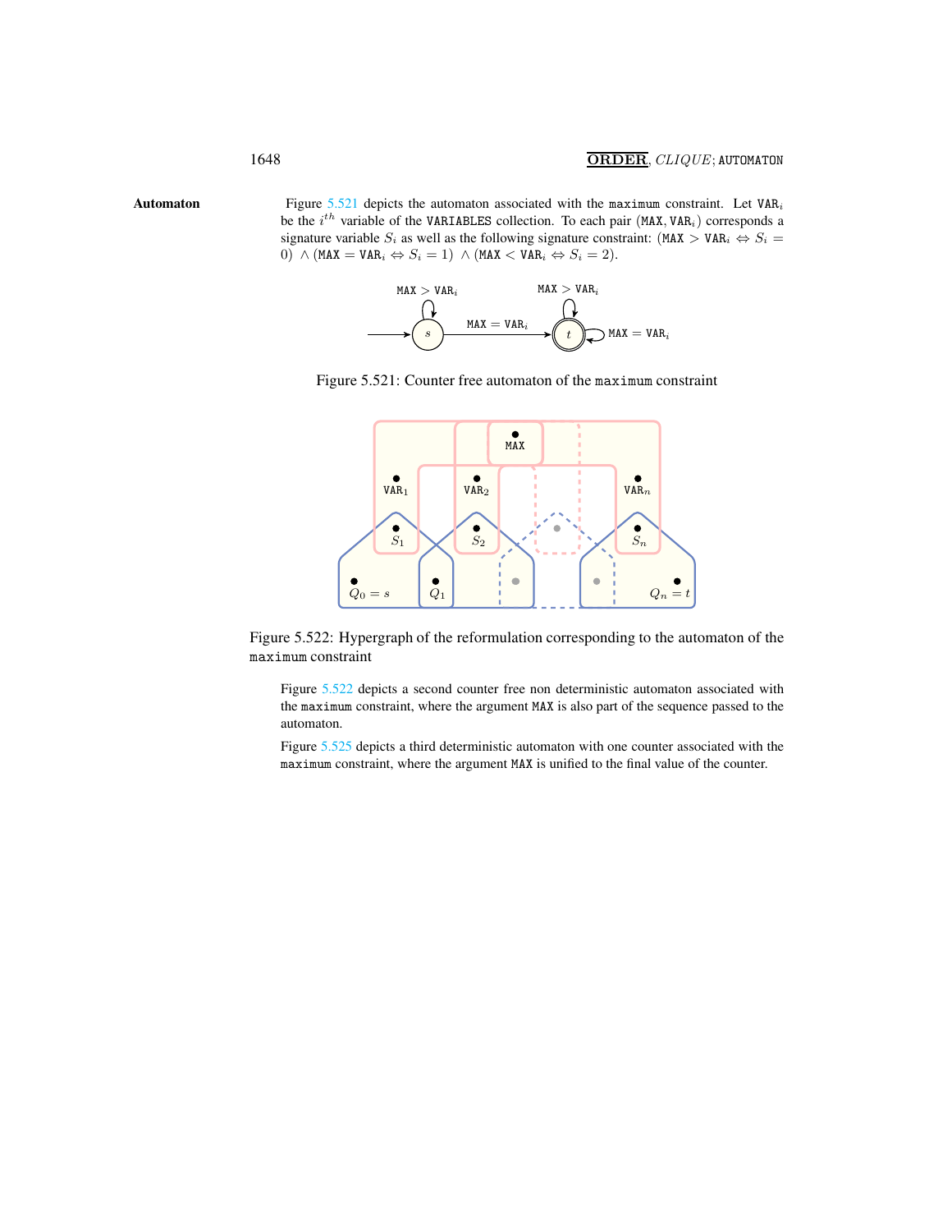**Automaton**

Figure 5.521 depicts the automaton associated with the maximum constraint. Let $\texttt{VAR}_i$ be the $i^{th}$ variable of the VARIABLES collection. To each pair $(\texttt{MAX}, \texttt{VAR}_i)$ corresponds a signature variable $S_i$ as well as the following signature constraint: $(\texttt{MAX} > \texttt{VAR}_i \Leftrightarrow S_i = 0) \wedge (\texttt{MAX} = \texttt{VAR}_i \Leftrightarrow S_i = 1) \wedge (\texttt{MAX} < \texttt{VAR}_i \Leftrightarrow S_i = 2)$.

Figure 5.521: Counter free automaton of the maximum constraint

Figure 5.522: Hypergraph of the reformulation corresponding to the automaton of the maximum constraint

Figure 5.522 depicts a second counter free non deterministic automaton associated with the maximum constraint, where the argument MAX is also part of the sequence passed to the automaton.

Figure 5.525 depicts a third deterministic automaton with one counter associated with the maximum constraint, where the argument MAX is unified to the final value of the counter.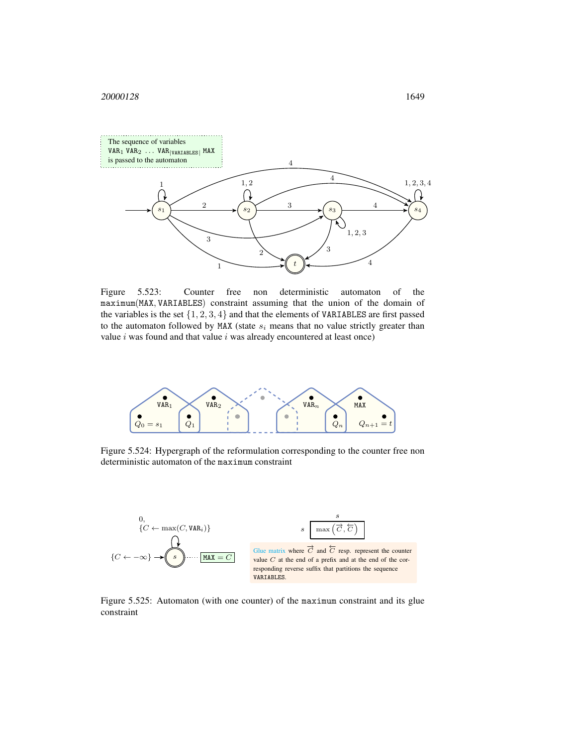The sequence of variables $\mathtt{VAR}_1\ \mathtt{VAR}_2\ \ldots\ \mathtt{VAR}_{|\mathtt{VARIABLES}|}\ \mathtt{MAX}$ is passed to the automaton

Figure 5.523: Counter free non deterministic automaton of the maximum(MAX, VARIABLES) constraint assuming that the union of the domain of the variables is the set $\{1, 2, 3, 4\}$ and that the elements of VARIABLES are first passed to the automaton followed by MAX (state $s_i$ means that no value strictly greater than value $i$ was found and that value $i$ was already encountered at least once)

Figure 5.524: Hypergraph of the reformulation corresponding to the counter free non deterministic automaton of the maximum constraint

$0,$
$\{C \leftarrow \max(C, \mathtt{VAR}_i)\}$

$\{C \leftarrow -\infty\}$

$\mathtt{MAX} = C$

$\max\left(\overrightarrow{C}, \overleftarrow{C}\right)$

Glue matrix where $\overrightarrow{C}$ and $\overleftarrow{C}$ resp. represent the counter value $C$ at the end of a prefix and at the end of the corresponding reverse suffix that partitions the sequence VARIABLES.

Figure 5.525: Automaton (with one counter) of the maximum constraint and its glue constraint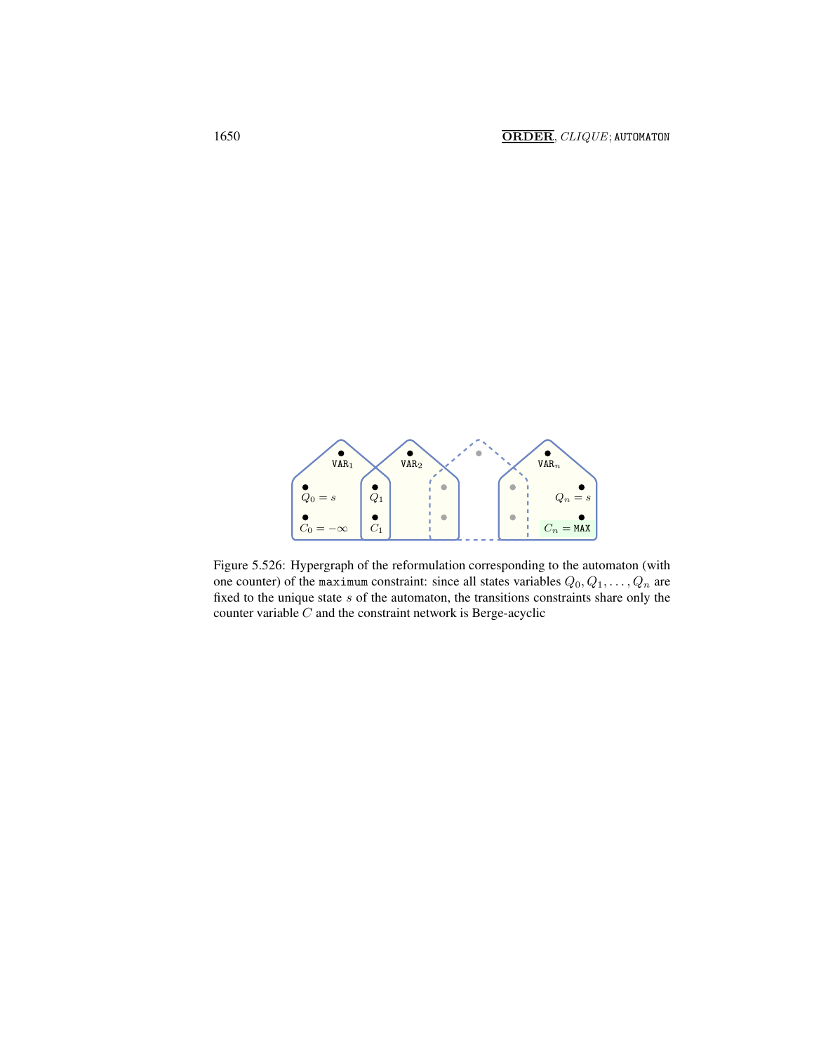Figure 5.526: Hypergraph of the reformulation corresponding to the automaton (with one counter) of the `maximum` constraint: since all states variables $Q_0, Q_1, \ldots, Q_n$ are fixed to the unique state $s$ of the automaton, the transitions constraints share only the counter variable $C$ and the constraint network is Berge-acyclic